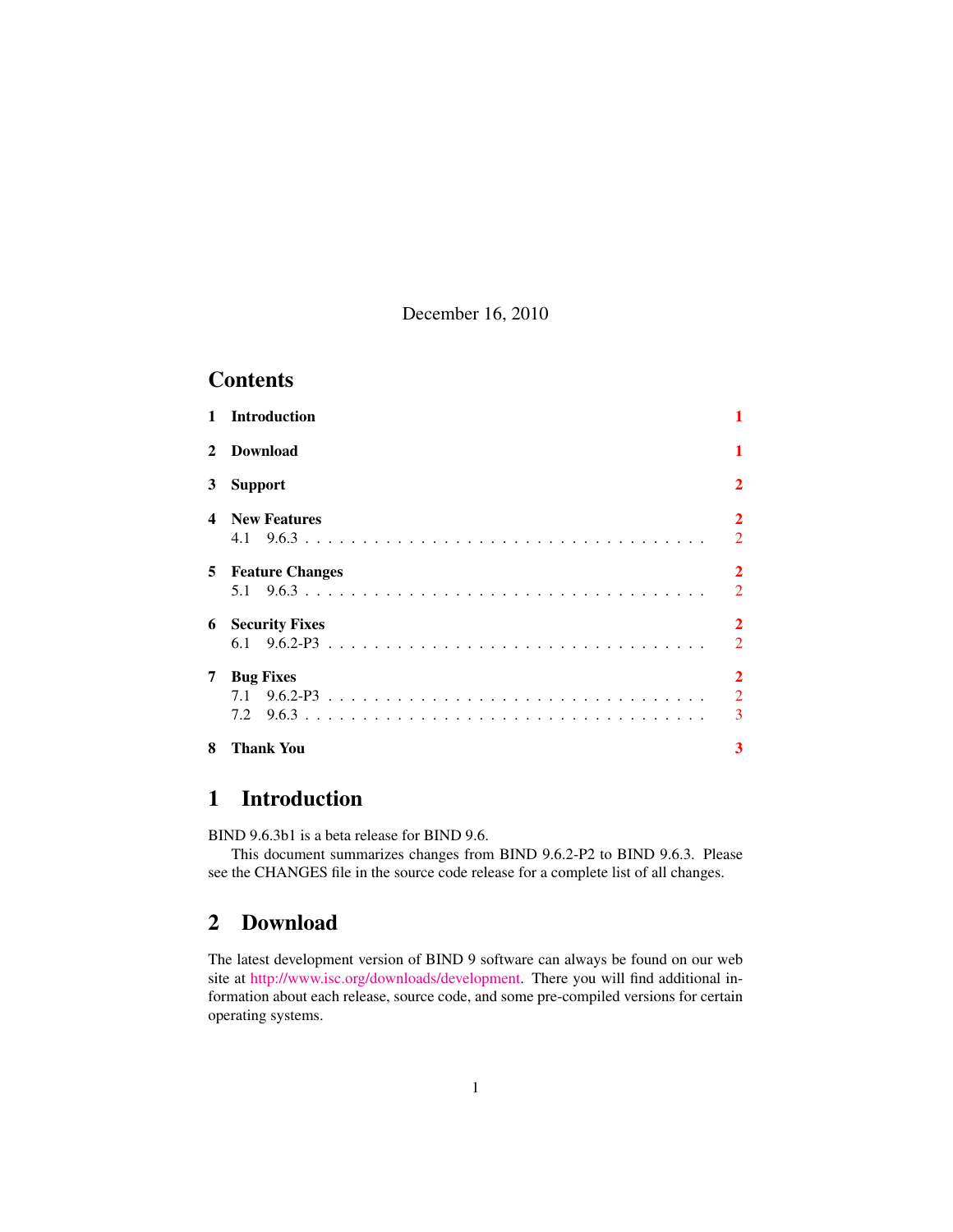December 16, 2010

## Contents

| | | |
|---|---|---|
| **1** | **Introduction** | **1** |
| **2** | **Download** | **1** |
| **3** | **Support** | **2** |
| **4** | **New Features** | **2** |
| 4.1 | 9.6.3 | 2 |
| **5** | **Feature Changes** | **2** |
| 5.1 | 9.6.3 | 2 |
| **6** | **Security Fixes** | **2** |
| 6.1 | 9.6.2-P3 | 2 |
| **7** | **Bug Fixes** | **2** |
| 7.1 | 9.6.2-P3 | 2 |
| 7.2 | 9.6.3 | 3 |
| **8** | **Thank You** | **3** |

# 1 Introduction

BIND 9.6.3b1 is a beta release for BIND 9.6.

This document summarizes changes from BIND 9.6.2-P2 to BIND 9.6.3. Please see the CHANGES file in the source code release for a complete list of all changes.

# 2 Download

The latest development version of BIND 9 software can always be found on our web site at http://www.isc.org/downloads/development. There you will find additional information about each release, source code, and some pre-compiled versions for certain operating systems.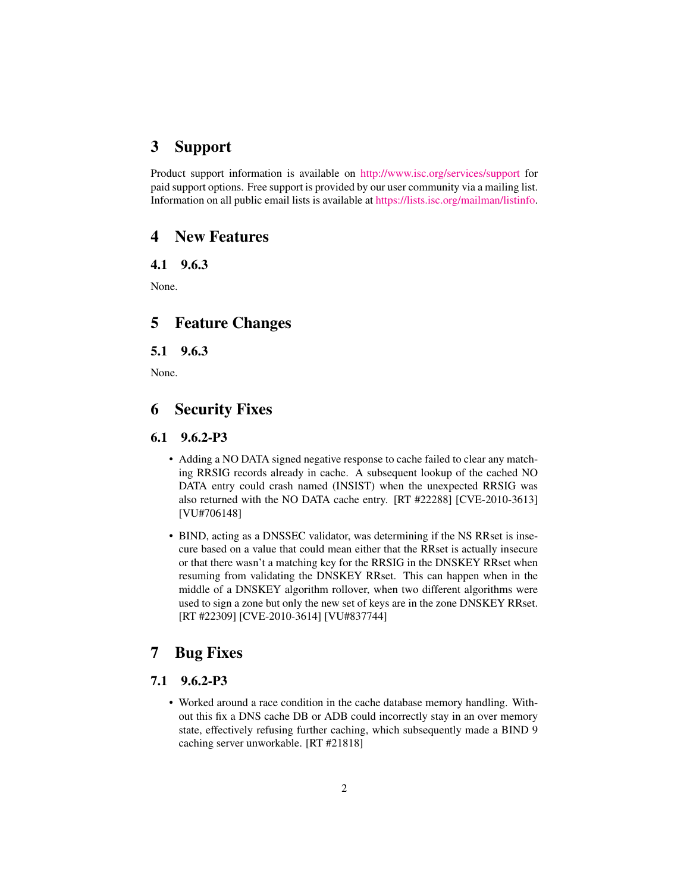## 3 Support

Product support information is available on http://www.isc.org/services/support for paid support options. Free support is provided by our user community via a mailing list. Information on all public email lists is available at https://lists.isc.org/mailman/listinfo.

## 4 New Features

### 4.1 9.6.3

None.

## 5 Feature Changes

### 5.1 9.6.3

None.

## 6 Security Fixes

### 6.1 9.6.2-P3

- Adding a NO DATA signed negative response to cache failed to clear any matching RRSIG records already in cache. A subsequent lookup of the cached NO DATA entry could crash named (INSIST) when the unexpected RRSIG was also returned with the NO DATA cache entry. [RT #22288] [CVE-2010-3613] [VU#706148]

- BIND, acting as a DNSSEC validator, was determining if the NS RRset is insecure based on a value that could mean either that the RRset is actually insecure or that there wasn't a matching key for the RRSIG in the DNSKEY RRset when resuming from validating the DNSKEY RRset. This can happen when in the middle of a DNSKEY algorithm rollover, when two different algorithms were used to sign a zone but only the new set of keys are in the zone DNSKEY RRset. [RT #22309] [CVE-2010-3614] [VU#837744]

## 7 Bug Fixes

### 7.1 9.6.2-P3

- Worked around a race condition in the cache database memory handling. Without this fix a DNS cache DB or ADB could incorrectly stay in an over memory state, effectively refusing further caching, which subsequently made a BIND 9 caching server unworkable. [RT #21818]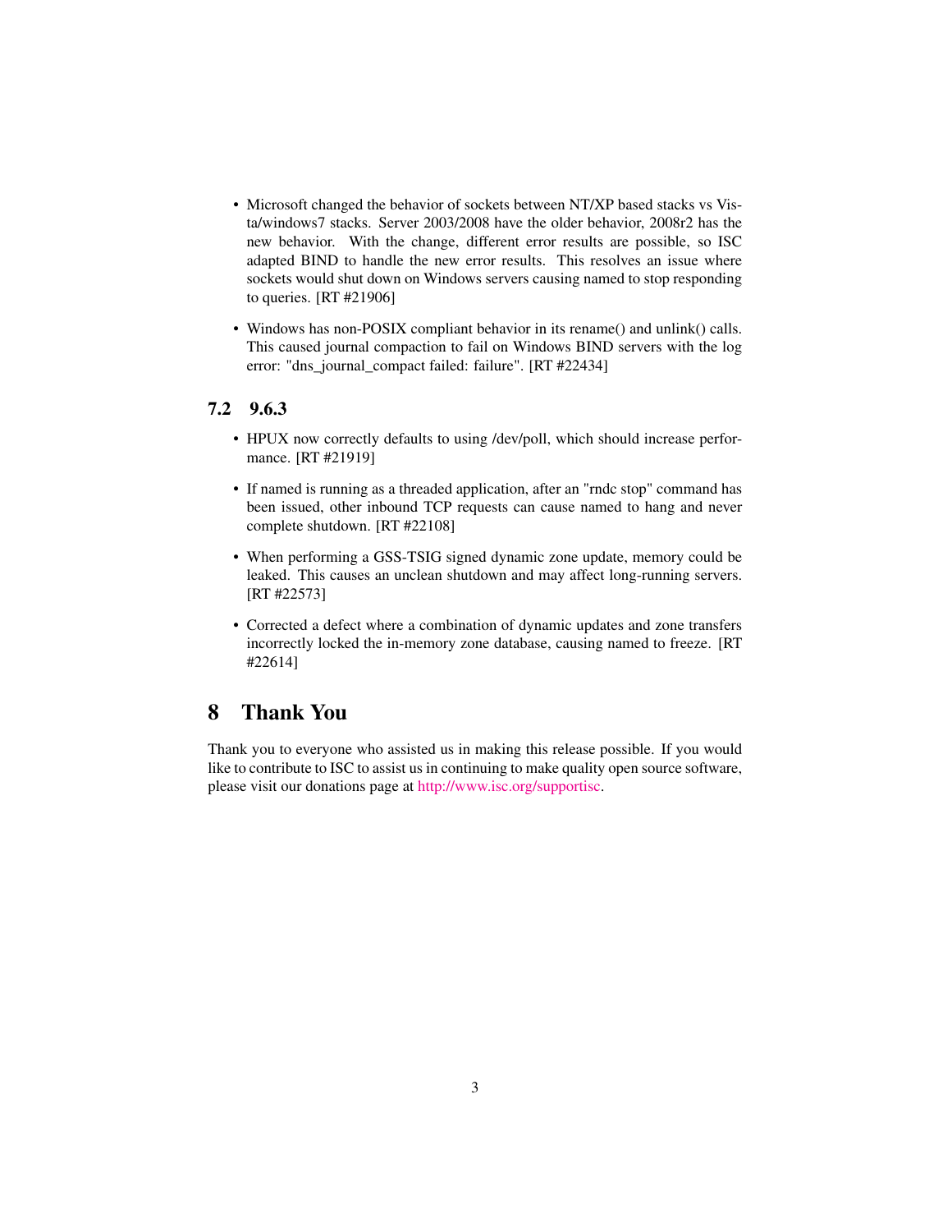- Microsoft changed the behavior of sockets between NT/XP based stacks vs Vista/windows7 stacks. Server 2003/2008 have the older behavior, 2008r2 has the new behavior. With the change, different error results are possible, so ISC adapted BIND to handle the new error results. This resolves an issue where sockets would shut down on Windows servers causing named to stop responding to queries. [RT #21906]

- Windows has non-POSIX compliant behavior in its rename() and unlink() calls. This caused journal compaction to fail on Windows BIND servers with the log error: "dns_journal_compact failed: failure". [RT #22434]

### 7.2 9.6.3

- HPUX now correctly defaults to using /dev/poll, which should increase performance. [RT #21919]

- If named is running as a threaded application, after an "rndc stop" command has been issued, other inbound TCP requests can cause named to hang and never complete shutdown. [RT #22108]

- When performing a GSS-TSIG signed dynamic zone update, memory could be leaked. This causes an unclean shutdown and may affect long-running servers. [RT #22573]

- Corrected a defect where a combination of dynamic updates and zone transfers incorrectly locked the in-memory zone database, causing named to freeze. [RT #22614]

## 8 Thank You

Thank you to everyone who assisted us in making this release possible. If you would like to contribute to ISC to assist us in continuing to make quality open source software, please visit our donations page at http://www.isc.org/supportisc.